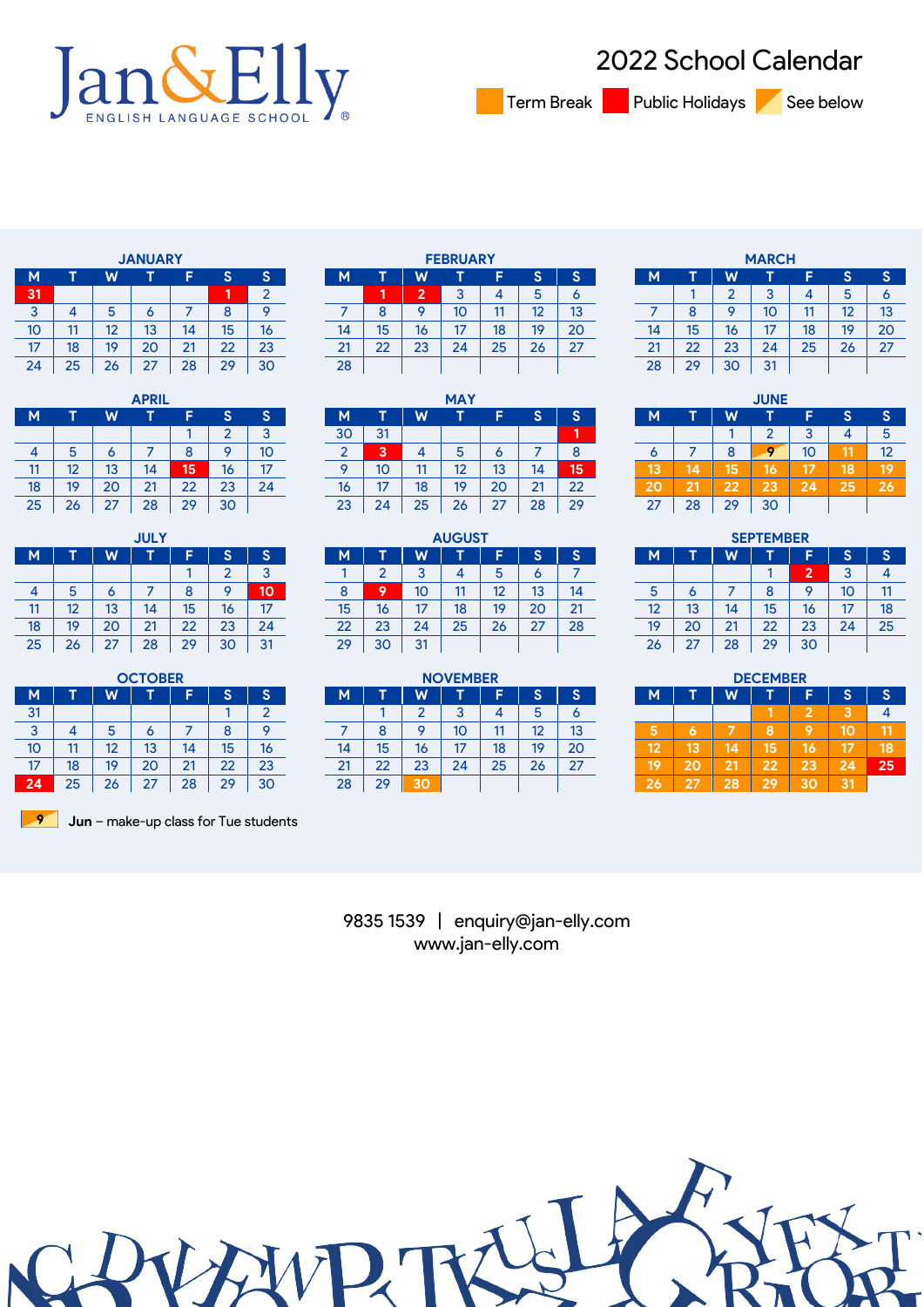# Jan&Elly

ENGLISH LANGUAGE SCHOOL

## 2022 School Calendar

Term Break | Public Holidays | See below

### JANUARY

| M | T | W | T | F | S | S |
|---|---|---|---|---|---|---|
| 31 | | | | | 1 | 2 |
| 3 | 4 | 5 | 6 | 7 | 8 | 9 |
| 10 | 11 | 12 | 13 | 14 | 15 | 16 |
| 17 | 18 | 19 | 20 | 21 | 22 | 23 |
| 24 | 25 | 26 | 27 | 28 | 29 | 30 |

### FEBRUARY

| M | T | W | T | F | S | S |
|---|---|---|---|---|---|---|
| | 1 | 2 | 3 | 4 | 5 | 6 |
| 7 | 8 | 9 | 10 | 11 | 12 | 13 |
| 14 | 15 | 16 | 17 | 18 | 19 | 20 |
| 21 | 22 | 23 | 24 | 25 | 26 | 27 |
| 28 | | | | | | |

### MARCH

| M | T | W | T | F | S | S |
|---|---|---|---|---|---|---|
| | 1 | 2 | 3 | 4 | 5 | 6 |
| 7 | 8 | 9 | 10 | 11 | 12 | 13 |
| 14 | 15 | 16 | 17 | 18 | 19 | 20 |
| 21 | 22 | 23 | 24 | 25 | 26 | 27 |
| 28 | 29 | 30 | 31 | | | |

### APRIL

| M | T | W | T | F | S | S |
|---|---|---|---|---|---|---|
| | | | | 1 | 2 | 3 |
| 4 | 5 | 6 | 7 | 8 | 9 | 10 |
| 11 | 12 | 13 | 14 | 15 | 16 | 17 |
| 18 | 19 | 20 | 21 | 22 | 23 | 24 |
| 25 | 26 | 27 | 28 | 29 | 30 | |

### MAY

| M | T | W | T | F | S | S |
|---|---|---|---|---|---|---|
| 30 | 31 | | | | | 1 |
| 2 | 3 | 4 | 5 | 6 | 7 | 8 |
| 9 | 10 | 11 | 12 | 13 | 14 | 15 |
| 16 | 17 | 18 | 19 | 20 | 21 | 22 |
| 23 | 24 | 25 | 26 | 27 | 28 | 29 |

### JUNE

| M | T | W | T | F | S | S |
|---|---|---|---|---|---|---|
| | | 1 | 2 | 3 | 4 | 5 |
| 6 | 7 | 8 | 9 | 10 | 11 | 12 |
| 13 | 14 | 15 | 16 | 17 | 18 | 19 |
| 20 | 21 | 22 | 23 | 24 | 25 | 26 |
| 27 | 28 | 29 | 30 | | | |

### JULY

| M | T | W | T | F | S | S |
|---|---|---|---|---|---|---|
| | | | | 1 | 2 | 3 |
| 4 | 5 | 6 | 7 | 8 | 9 | 10 |
| 11 | 12 | 13 | 14 | 15 | 16 | 17 |
| 18 | 19 | 20 | 21 | 22 | 23 | 24 |
| 25 | 26 | 27 | 28 | 29 | 30 | 31 |

### AUGUST

| M | T | W | T | F | S | S |
|---|---|---|---|---|---|---|
| 1 | 2 | 3 | 4 | 5 | 6 | 7 |
| 8 | 9 | 10 | 11 | 12 | 13 | 14 |
| 15 | 16 | 17 | 18 | 19 | 20 | 21 |
| 22 | 23 | 24 | 25 | 26 | 27 | 28 |
| 29 | 30 | 31 | | | | |

### SEPTEMBER

| M | T | W | T | F | S | S |
|---|---|---|---|---|---|---|
| | | | 1 | 2 | 3 | 4 |
| 5 | 6 | 7 | 8 | 9 | 10 | 11 |
| 12 | 13 | 14 | 15 | 16 | 17 | 18 |
| 19 | 20 | 21 | 22 | 23 | 24 | 25 |
| 26 | 27 | 28 | 29 | 30 | | |

### OCTOBER

| M | T | W | T | F | S | S |
|---|---|---|---|---|---|---|
| 31 | | | | | 1 | 2 |
| 3 | 4 | 5 | 6 | 7 | 8 | 9 |
| 10 | 11 | 12 | 13 | 14 | 15 | 16 |
| 17 | 18 | 19 | 20 | 21 | 22 | 23 |
| 24 | 25 | 26 | 27 | 28 | 29 | 30 |

### NOVEMBER

| M | T | W | T | F | S | S |
|---|---|---|---|---|---|---|
| | 1 | 2 | 3 | 4 | 5 | 6 |
| 7 | 8 | 9 | 10 | 11 | 12 | 13 |
| 14 | 15 | 16 | 17 | 18 | 19 | 20 |
| 21 | 22 | 23 | 24 | 25 | 26 | 27 |
| 28 | 29 | 30 | | | | |

### DECEMBER

| M | T | W | T | F | S | S |
|---|---|---|---|---|---|---|
| | | | 1 | 2 | 3 | 4 |
| 5 | 6 | 7 | 8 | 9 | 10 | 11 |
| 12 | 13 | 14 | 15 | 16 | 17 | 18 |
| 19 | 20 | 21 | 22 | 23 | 24 | 25 |
| 26 | 27 | 28 | 29 | 30 | 31 | |

9 **Jun** – make-up class for Tue students

9835 1539 | enquiry@jan-elly.com
www.jan-elly.com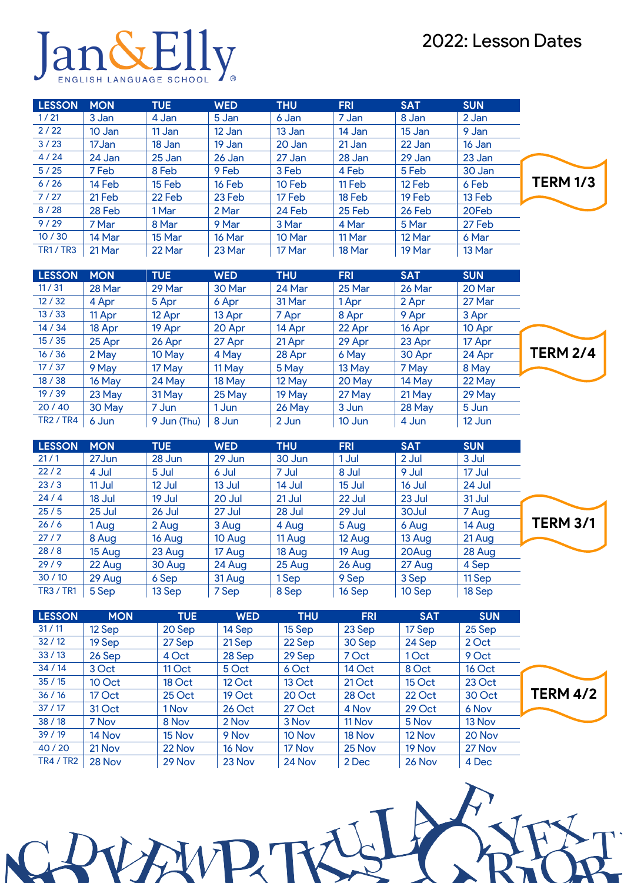# Jan&Elly

ENGLISH LANGUAGE SCHOOL ®

## 2022: Lesson Dates

**TERM 1/3**

| LESSON | MON | TUE | WED | THU | FRI | SAT | SUN |
|---|---|---|---|---|---|---|---|
| 1 / 21 | 3 Jan | 4 Jan | 5 Jan | 6 Jan | 7 Jan | 8 Jan | 2 Jan |
| 2 / 22 | 10 Jan | 11 Jan | 12 Jan | 13 Jan | 14 Jan | 15 Jan | 9 Jan |
| 3 / 23 | 17Jan | 18 Jan | 19 Jan | 20 Jan | 21 Jan | 22 Jan | 16 Jan |
| 4 / 24 | 24 Jan | 25 Jan | 26 Jan | 27 Jan | 28 Jan | 29 Jan | 23 Jan |
| 5 / 25 | 7 Feb | 8 Feb | 9 Feb | 3 Feb | 4 Feb | 5 Feb | 30 Jan |
| 6 / 26 | 14 Feb | 15 Feb | 16 Feb | 10 Feb | 11 Feb | 12 Feb | 6 Feb |
| 7 / 27 | 21 Feb | 22 Feb | 23 Feb | 17 Feb | 18 Feb | 19 Feb | 13 Feb |
| 8 / 28 | 28 Feb | 1 Mar | 2 Mar | 24 Feb | 25 Feb | 26 Feb | 20Feb |
| 9 / 29 | 7 Mar | 8 Mar | 9 Mar | 3 Mar | 4 Mar | 5 Mar | 27 Feb |
| 10 / 30 | 14 Mar | 15 Mar | 16 Mar | 10 Mar | 11 Mar | 12 Mar | 6 Mar |
| TR1 / TR3 | 21 Mar | 22 Mar | 23 Mar | 17 Mar | 18 Mar | 19 Mar | 13 Mar |

**TERM 2/4**

| LESSON | MON | TUE | WED | THU | FRI | SAT | SUN |
|---|---|---|---|---|---|---|---|
| 11 / 31 | 28 Mar | 29 Mar | 30 Mar | 24 Mar | 25 Mar | 26 Mar | 20 Mar |
| 12 / 32 | 4 Apr | 5 Apr | 6 Apr | 31 Mar | 1 Apr | 2 Apr | 27 Mar |
| 13 / 33 | 11 Apr | 12 Apr | 13 Apr | 7 Apr | 8 Apr | 9 Apr | 3 Apr |
| 14 / 34 | 18 Apr | 19 Apr | 20 Apr | 14 Apr | 22 Apr | 16 Apr | 10 Apr |
| 15 / 35 | 25 Apr | 26 Apr | 27 Apr | 21 Apr | 29 Apr | 23 Apr | 17 Apr |
| 16 / 36 | 2 May | 10 May | 4 May | 28 Apr | 6 May | 30 Apr | 24 Apr |
| 17 / 37 | 9 May | 17 May | 11 May | 5 May | 13 May | 7 May | 8 May |
| 18 / 38 | 16 May | 24 May | 18 May | 12 May | 20 May | 14 May | 22 May |
| 19 / 39 | 23 May | 31 May | 25 May | 19 May | 27 May | 21 May | 29 May |
| 20 / 40 | 30 May | 7 Jun | 1 Jun | 26 May | 3 Jun | 28 May | 5 Jun |
| TR2 / TR4 | 6 Jun | 9 Jun (Thu) | 8 Jun | 2 Jun | 10 Jun | 4 Jun | 12 Jun |

**TERM 3/1**

| LESSON | MON | TUE | WED | THU | FRI | SAT | SUN |
|---|---|---|---|---|---|---|---|
| 21 / 1 | 27Jun | 28 Jun | 29 Jun | 30 Jun | 1 Jul | 2 Jul | 3 Jul |
| 22 / 2 | 4 Jul | 5 Jul | 6 Jul | 7 Jul | 8 Jul | 9 Jul | 17 Jul |
| 23 / 3 | 11 Jul | 12 Jul | 13 Jul | 14 Jul | 15 Jul | 16 Jul | 24 Jul |
| 24 / 4 | 18 Jul | 19 Jul | 20 Jul | 21 Jul | 22 Jul | 23 Jul | 31 Jul |
| 25 / 5 | 25 Jul | 26 Jul | 27 Jul | 28 Jul | 29 Jul | 30Jul | 7 Aug |
| 26 / 6 | 1 Aug | 2 Aug | 3 Aug | 4 Aug | 5 Aug | 6 Aug | 14 Aug |
| 27 / 7 | 8 Aug | 16 Aug | 10 Aug | 11 Aug | 12 Aug | 13 Aug | 21 Aug |
| 28 / 8 | 15 Aug | 23 Aug | 17 Aug | 18 Aug | 19 Aug | 20Aug | 28 Aug |
| 29 / 9 | 22 Aug | 30 Aug | 24 Aug | 25 Aug | 26 Aug | 27 Aug | 4 Sep |
| 30 / 10 | 29 Aug | 6 Sep | 31 Aug | 1 Sep | 9 Sep | 3 Sep | 11 Sep |
| TR3 / TR1 | 5 Sep | 13 Sep | 7 Sep | 8 Sep | 16 Sep | 10 Sep | 18 Sep |

**TERM 4/2**

| LESSON | MON | TUE | WED | THU | FRI | SAT | SUN |
|---|---|---|---|---|---|---|---|
| 31 / 11 | 12 Sep | 20 Sep | 14 Sep | 15 Sep | 23 Sep | 17 Sep | 25 Sep |
| 32 / 12 | 19 Sep | 27 Sep | 21 Sep | 22 Sep | 30 Sep | 24 Sep | 2 Oct |
| 33 / 13 | 26 Sep | 4 Oct | 28 Sep | 29 Sep | 7 Oct | 1 Oct | 9 Oct |
| 34 / 14 | 3 Oct | 11 Oct | 5 Oct | 6 Oct | 14 Oct | 8 Oct | 16 Oct |
| 35 / 15 | 10 Oct | 18 Oct | 12 Oct | 13 Oct | 21 Oct | 15 Oct | 23 Oct |
| 36 / 16 | 17 Oct | 25 Oct | 19 Oct | 20 Oct | 28 Oct | 22 Oct | 30 Oct |
| 37 / 17 | 31 Oct | 1 Nov | 26 Oct | 27 Oct | 4 Nov | 29 Oct | 6 Nov |
| 38 / 18 | 7 Nov | 8 Nov | 2 Nov | 3 Nov | 11 Nov | 5 Nov | 13 Nov |
| 39 / 19 | 14 Nov | 15 Nov | 9 Nov | 10 Nov | 18 Nov | 12 Nov | 20 Nov |
| 40 / 20 | 21 Nov | 22 Nov | 16 Nov | 17 Nov | 25 Nov | 19 Nov | 27 Nov |
| TR4 / TR2 | 28 Nov | 29 Nov | 23 Nov | 24 Nov | 2 Dec | 26 Nov | 4 Dec |